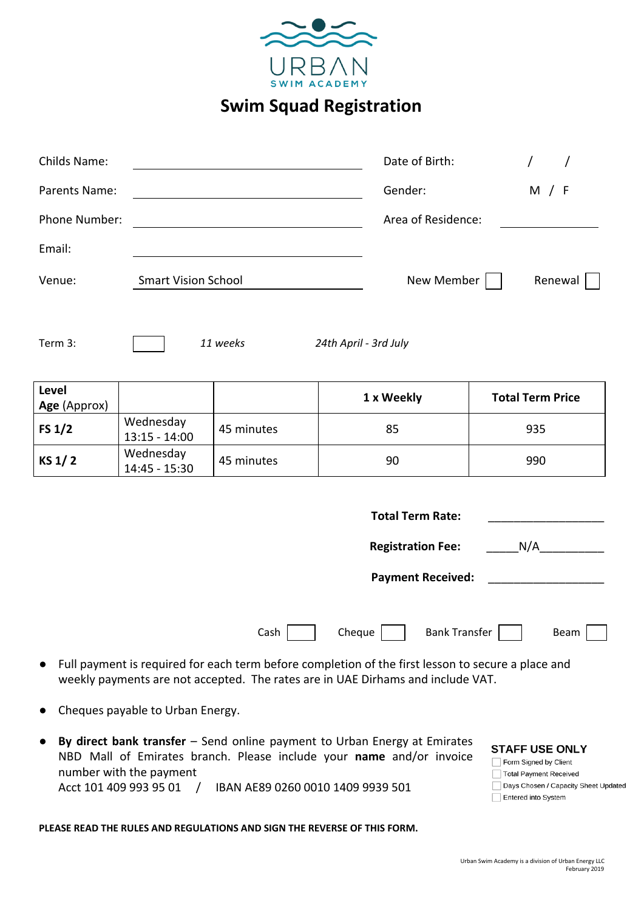URBAN
SWIM ACADEMY

# Swim Squad Registration

Childs Name: ______________________ Date of Birth: / /

Parents Name: ______________________ Gender: M / F

Phone Number: ______________________ Area of Residence: ____________

Email: ______________________

Venue: Smart Vision School New Member ☐ Renewal ☐

Term 3: ☐ *11 weeks* *24th April - 3rd July*

| **Level** **Age** (Approx) | | | **1 x Weekly** | **Total Term Price** |
|---|---|---|---|---|
| **FS 1/2** | Wednesday 13:15 - 14:00 | 45 minutes | 85 | 935 |
| **KS 1/ 2** | Wednesday 14:45 - 15:30 | 45 minutes | 90 | 990 |

**Total Term Rate:** ____________________

**Registration Fee:** _____N/A__________

**Payment Received:** ____________________

Cash ☐ Cheque ☐ Bank Transfer ☐ Beam ☐

- Full payment is required for each term before completion of the first lesson to secure a place and weekly payments are not accepted. The rates are in UAE Dirhams and include VAT.
- Cheques payable to Urban Energy.
- **By direct bank transfer** – Send online payment to Urban Energy at Emirates NBD Mall of Emirates branch. Please include your **name** and/or invoice number with the payment
  Acct 101 409 993 95 01 / IBAN AE89 0260 0010 1409 9939 501

**STAFF USE ONLY**

- ☐ Form Signed by Client
- ☐ Total Payment Received
- ☐ Days Chosen / Capacity Sheet Updated
- ☐ Entered into System

**PLEASE READ THE RULES AND REGULATIONS AND SIGN THE REVERSE OF THIS FORM.**

Urban Swim Academy is a division of Urban Energy LLC
February 2019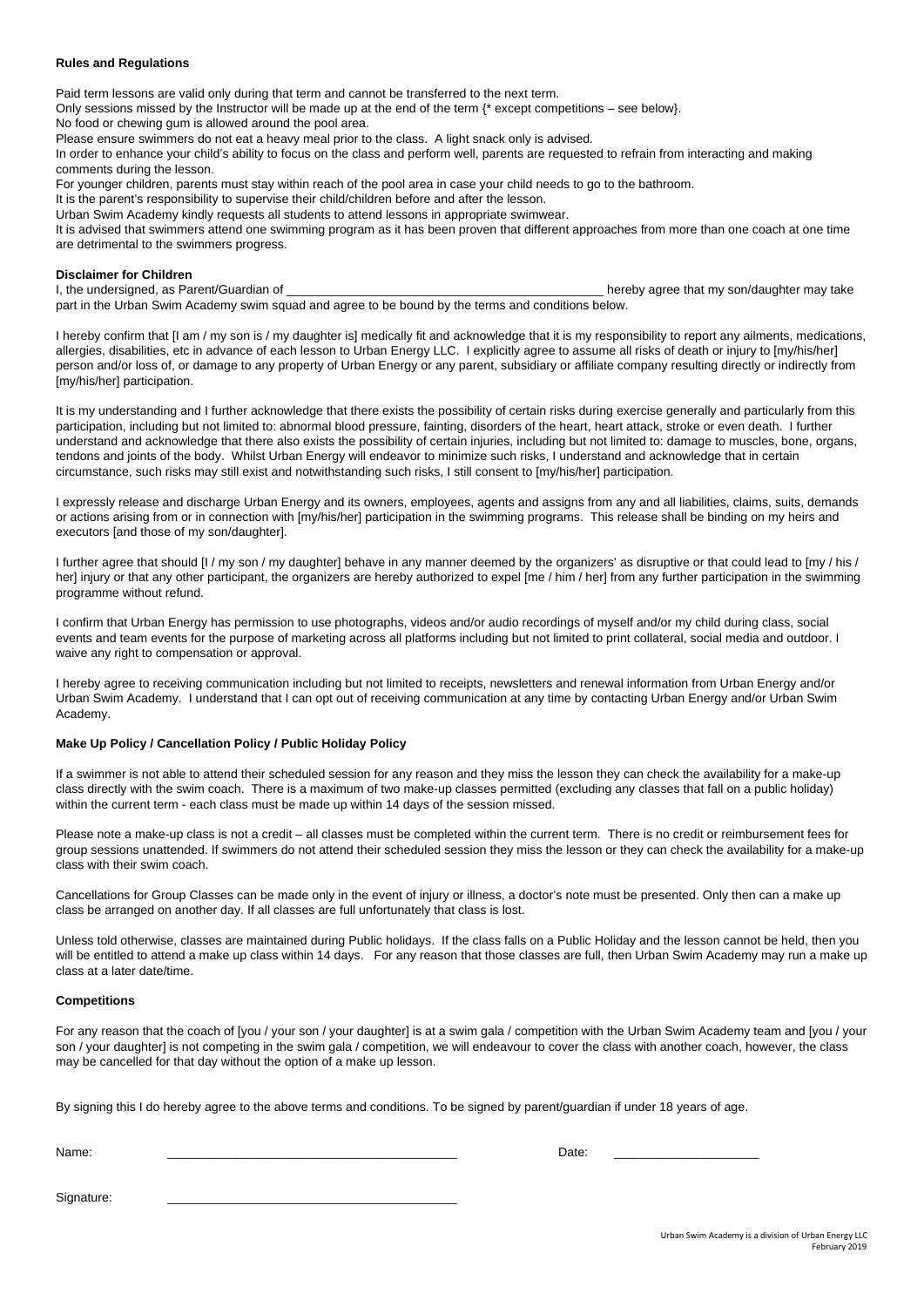**Rules and Regulations**

Paid term lessons are valid only during that term and cannot be transferred to the next term.
Only sessions missed by the Instructor will be made up at the end of the term {* except competitions – see below}.
No food or chewing gum is allowed around the pool area.
Please ensure swimmers do not eat a heavy meal prior to the class. A light snack only is advised.
In order to enhance your child's ability to focus on the class and perform well, parents are requested to refrain from interacting and making comments during the lesson.
For younger children, parents must stay within reach of the pool area in case your child needs to go to the bathroom.
It is the parent's responsibility to supervise their child/children before and after the lesson.
Urban Swim Academy kindly requests all students to attend lessons in appropriate swimwear.
It is advised that swimmers attend one swimming program as it has been proven that different approaches from more than one coach at one time are detrimental to the swimmers progress.

**Disclaimer for Children**

I, the undersigned, as Parent/Guardian of _____________________________________________ hereby agree that my son/daughter may take part in the Urban Swim Academy swim squad and agree to be bound by the terms and conditions below.

I hereby confirm that [I am / my son is / my daughter is] medically fit and acknowledge that it is my responsibility to report any ailments, medications, allergies, disabilities, etc in advance of each lesson to Urban Energy LLC. I explicitly agree to assume all risks of death or injury to [my/his/her] person and/or loss of, or damage to any property of Urban Energy or any parent, subsidiary or affiliate company resulting directly or indirectly from [my/his/her] participation.

It is my understanding and I further acknowledge that there exists the possibility of certain risks during exercise generally and particularly from this participation, including but not limited to: abnormal blood pressure, fainting, disorders of the heart, heart attack, stroke or even death. I further understand and acknowledge that there also exists the possibility of certain injuries, including but not limited to: damage to muscles, bone, organs, tendons and joints of the body. Whilst Urban Energy will endeavor to minimize such risks, I understand and acknowledge that in certain circumstance, such risks may still exist and notwithstanding such risks, I still consent to [my/his/her] participation.

I expressly release and discharge Urban Energy and its owners, employees, agents and assigns from any and all liabilities, claims, suits, demands or actions arising from or in connection with [my/his/her] participation in the swimming programs. This release shall be binding on my heirs and executors [and those of my son/daughter].

I further agree that should [I / my son / my daughter] behave in any manner deemed by the organizers' as disruptive or that could lead to [my / his / her] injury or that any other participant, the organizers are hereby authorized to expel [me / him / her] from any further participation in the swimming programme without refund.

I confirm that Urban Energy has permission to use photographs, videos and/or audio recordings of myself and/or my child during class, social events and team events for the purpose of marketing across all platforms including but not limited to print collateral, social media and outdoor. I waive any right to compensation or approval.

I hereby agree to receiving communication including but not limited to receipts, newsletters and renewal information from Urban Energy and/or Urban Swim Academy. I understand that I can opt out of receiving communication at any time by contacting Urban Energy and/or Urban Swim Academy.

**Make Up Policy / Cancellation Policy / Public Holiday Policy**

If a swimmer is not able to attend their scheduled session for any reason and they miss the lesson they can check the availability for a make-up class directly with the swim coach. There is a maximum of two make-up classes permitted (excluding any classes that fall on a public holiday) within the current term - each class must be made up within 14 days of the session missed.

Please note a make-up class is not a credit – all classes must be completed within the current term. There is no credit or reimbursement fees for group sessions unattended. If swimmers do not attend their scheduled session they miss the lesson or they can check the availability for a make-up class with their swim coach.

Cancellations for Group Classes can be made only in the event of injury or illness, a doctor's note must be presented. Only then can a make up class be arranged on another day. If all classes are full unfortunately that class is lost.

Unless told otherwise, classes are maintained during Public holidays. If the class falls on a Public Holiday and the lesson cannot be held, then you will be entitled to attend a make up class within 14 days. For any reason that those classes are full, then Urban Swim Academy may run a make up class at a later date/time.

**Competitions**

For any reason that the coach of [you / your son / your daughter] is at a swim gala / competition with the Urban Swim Academy team and [you / your son / your daughter] is not competing in the swim gala / competition, we will endeavour to cover the class with another coach, however, the class may be cancelled for that day without the option of a make up lesson.

By signing this I do hereby agree to the above terms and conditions. To be signed by parent/guardian if under 18 years of age.

Name: __________________________________________ Date: ____________________

Signature: __________________________________________

Urban Swim Academy is a division of Urban Energy LLC
February 2019